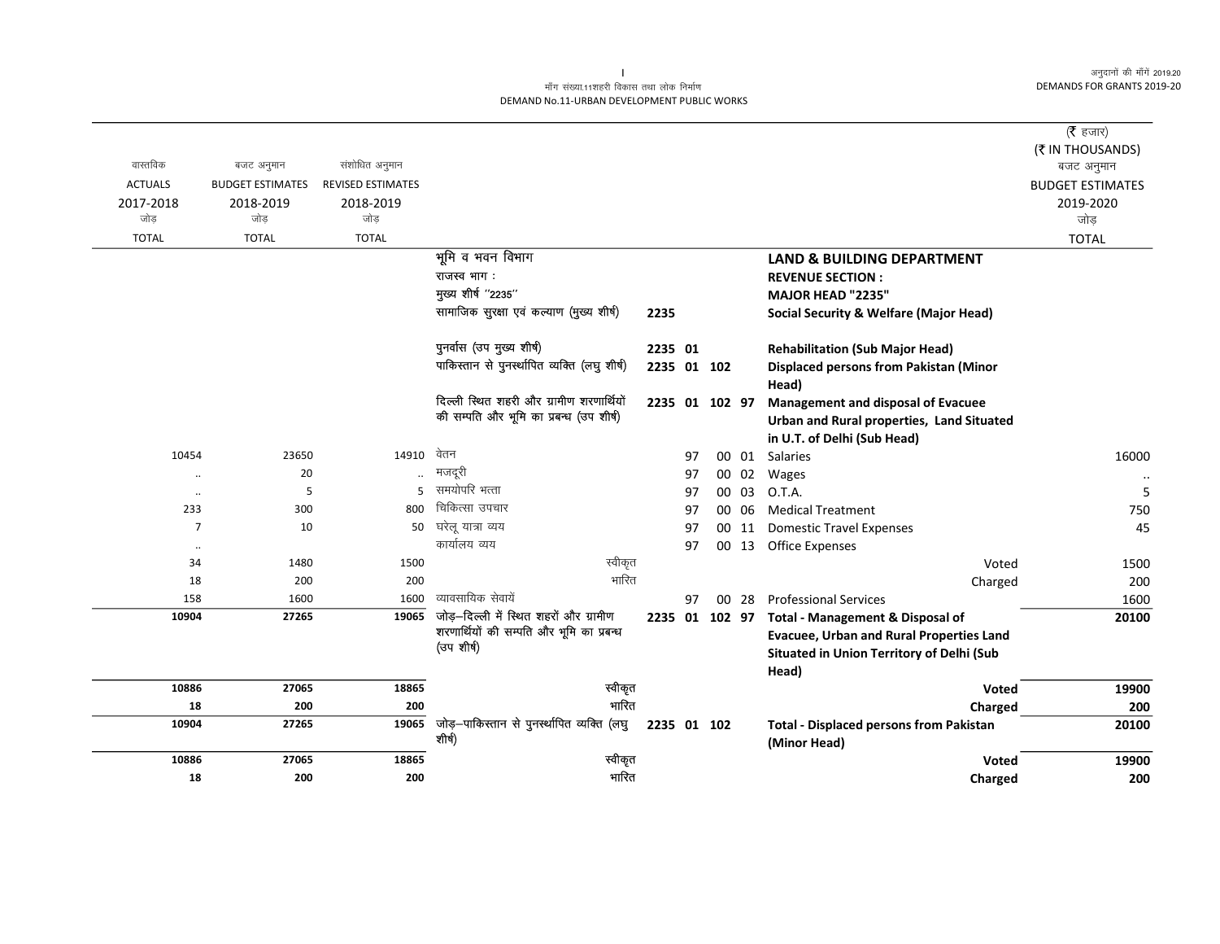मॉंग संख्या.11शहरी विकास तथा लोक निर्माण
DEMAND No.11-URBAN DEVELOPMENT PUBLIC WORKS

अनुदानों की मॉंगें 2019.20
DEMANDS FOR GRANTS 2019-20

(₹ हजार)
(₹ IN THOUSANDS)

| वास्तविक ACTUALS 2017-2018 जोड़ TOTAL | बजट अनुमान BUDGET ESTIMATES 2018-2019 जोड़ TOTAL | संशोधित अनुमान REVISED ESTIMATES 2018-2019 जोड़ TOTAL | | | | बजट अनुमान BUDGET ESTIMATES 2019-2020 जोड़ TOTAL |
|---|---|---|---|---|---|---|
| | | | भूमि व भवन विभाग | | **LAND & BUILDING DEPARTMENT** | |
| | | | राजस्व भाग : | | **REVENUE SECTION :** | |
| | | | मुख्य शीर्ष "2235" | | **MAJOR HEAD "2235"** | |
| | | | सामाजिक सुरक्षा एवं कल्याण (मुख्य शीर्ष) | 2235 | **Social Security & Welfare (Major Head)** | |
| | | | पुनर्वास (उप मुख्य शीर्ष) | 2235 01 | **Rehabilitation (Sub Major Head)** | |
| | | | पाकिस्तान से पुनर्स्थापित व्यक्ति (लघु शीर्ष) | 2235 01 102 | **Displaced persons from Pakistan (Minor Head)** | |
| | | | दिल्ली स्थित शहरी और ग्रामीण शरणार्थियों की सम्पति और भूमि का प्रबन्ध (उप शीर्ष) | 2235 01 102 97 | **Management and disposal of Evacuee Urban and Rural properties, Land Situated in U.T. of Delhi (Sub Head)** | |
| 10454 | 23650 | 14910 | वेतन | 97 00 01 | Salaries | 16000 |
| .. | 20 | .. | मजदूरी | 97 00 02 | Wages | .. |
| .. | 5 | 5 | समयोपरि भत्ता | 97 00 03 | O.T.A. | 5 |
| 233 | 300 | 800 | चिकित्सा उपचार | 97 00 06 | Medical Treatment | 750 |
| 7 | 10 | 50 | घरेलू यात्रा व्यय | 97 00 11 | Domestic Travel Expenses | 45 |
| .. | | | कार्यालय व्यय | 97 00 13 | Office Expenses | |
| 34 | 1480 | 1500 | स्वीकृत | | Voted | 1500 |
| 18 | 200 | 200 | भारित | | Charged | 200 |
| 158 | 1600 | 1600 | व्यावसायिक सेवायें | 97 00 28 | Professional Services | 1600 |
| **10904** | **27265** | **19065** | जोड़–दिल्ली में स्थित शहरों और ग्रामीण शरणार्थियों की सम्पति और भूमि का प्रबन्ध (उप शीर्ष) | 2235 01 102 97 | **Total - Management & Disposal of Evacuee, Urban and Rural Properties Land Situated in Union Territory of Delhi (Sub Head)** | **20100** |
| **10886** | **27065** | **18865** | स्वीकृत | | **Voted** | **19900** |
| **18** | **200** | **200** | भारित | | **Charged** | **200** |
| **10904** | **27265** | **19065** | जोड़–पाकिस्तान से पुनर्स्थापित व्यक्ति (लघु शीर्ष) | 2235 01 102 | **Total - Displaced persons from Pakistan (Minor Head)** | **20100** |
| **10886** | **27065** | **18865** | स्वीकृत | | **Voted** | **19900** |
| **18** | **200** | **200** | भारित | | **Charged** | **200** |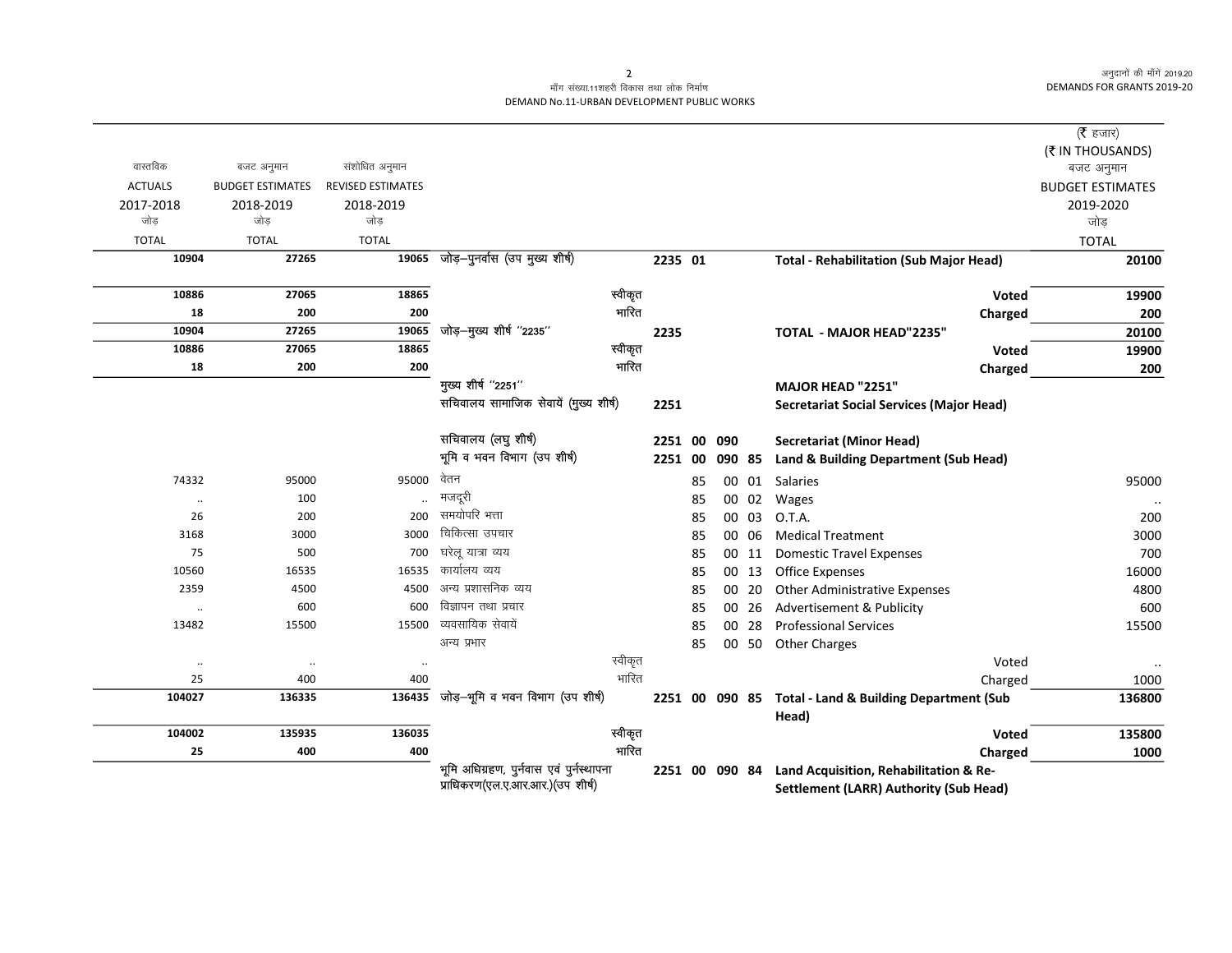मॉंग संख्या.11शहरी विकास तथा लोक निर्माण
DEMAND No.11-URBAN DEVELOPMENT PUBLIC WORKS

(₹ हजार)
(₹ IN THOUSANDS)

| वास्तविक ACTUALS 2017-2018 जोड़ TOTAL | बजट अनुमान BUDGET ESTIMATES 2018-2019 जोड़ TOTAL | संशोधित अनुमान REVISED ESTIMATES 2018-2019 जोड़ TOTAL | | | | | | | बजट अनुमान BUDGET ESTIMATES 2019-2020 जोड़ TOTAL |
|---|---|---|---|---|---|---|---|---|---|
| **10904** | **27265** | **19065** | जोड़–पुनर्वास (उप मुख्य शीर्ष) | **2235 01** | | | | **Total - Rehabilitation (Sub Major Head)** | **20100** |
| **10886** | **27065** | **18865** | स्वीकृत | | | | | **Voted** | **19900** |
| **18** | **200** | **200** | भारित | | | | | **Charged** | **200** |
| **10904** | **27265** | **19065** | जोड़–मुख्य शीर्ष ''2235'' | **2235** | | | | **TOTAL - MAJOR HEAD"2235"** | **20100** |
| **10886** | **27065** | **18865** | स्वीकृत | | | | | **Voted** | **19900** |
| **18** | **200** | **200** | भारित | | | | | **Charged** | **200** |
| | | | मुख्य शीर्ष ''2251'' | | | | | **MAJOR HEAD "2251"** | |
| | | | सचिवालय सामाजिक सेवायें (मुख्य शीर्ष) | **2251** | | | | **Secretariat Social Services (Major Head)** | |
| | | | सचिवालय (लघु शीर्ष) | **2251** | **00** | **090** | | **Secretariat (Minor Head)** | |
| | | | भूमि व भवन विभाग (उप शीर्ष) | **2251** | **00** | **090** | **85** | **Land & Building Department (Sub Head)** | |
| 74332 | 95000 | 95000 | वेतन | | 85 | 00 | 01 | Salaries | 95000 |
| .. | 100 | .. | मजदूरी | | 85 | 00 | 02 | Wages | .. |
| 26 | 200 | 200 | समयोपरि भत्ता | | 85 | 00 | 03 | O.T.A. | 200 |
| 3168 | 3000 | 3000 | चिकित्सा उपचार | | 85 | 00 | 06 | Medical Treatment | 3000 |
| 75 | 500 | 700 | घरेलू यात्रा व्यय | | 85 | 00 | 11 | Domestic Travel Expenses | 700 |
| 10560 | 16535 | 16535 | कार्यालय व्यय | | 85 | 00 | 13 | Office Expenses | 16000 |
| 2359 | 4500 | 4500 | अन्य प्रशासनिक व्यय | | 85 | 00 | 20 | Other Administrative Expenses | 4800 |
| .. | 600 | 600 | विज्ञापन तथा प्रचार | | 85 | 00 | 26 | Advertisement & Publicity | 600 |
| 13482 | 15500 | 15500 | व्यवसायिक सेवायें | | 85 | 00 | 28 | Professional Services | 15500 |
| | | | अन्य प्रभार | | 85 | 00 | 50 | Other Charges | |
| .. | .. | .. | स्वीकृत | | | | | Voted | .. |
| 25 | 400 | 400 | भारित | | | | | Charged | 1000 |
| **104027** | **136335** | **136435** | जोड़–भूमि व भवन विभाग (उप शीर्ष) | **2251** | **00** | **090** | **85** | **Total - Land & Building Department (Sub Head)** | **136800** |
| **104002** | **135935** | **136035** | स्वीकृत | | | | | **Voted** | **135800** |
| **25** | **400** | **400** | भारित | | | | | **Charged** | **1000** |
| | | | भूमि अधिग्रहण, पुर्नवास एवं पुर्नस्थापना प्राधिकरण(एल.ए.आर.आर.)(उप शीर्ष) | **2251** | **00** | **090** | **84** | **Land Acquisition, Rehabilitation & Re-Settlement (LARR) Authority (Sub Head)** | |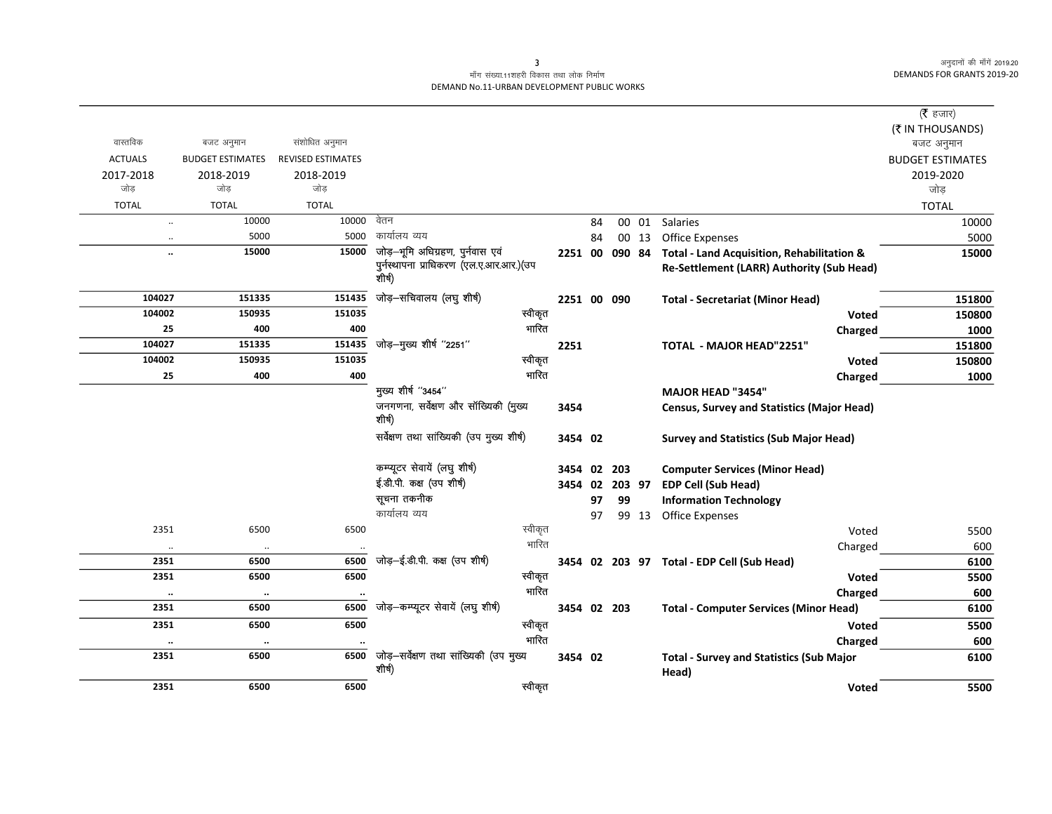मॉंग संख्या.11शहरी विकास तथा लोक निर्माण
DEMAND No.11-URBAN DEVELOPMENT PUBLIC WORKS

(₹ हजार)
(₹ IN THOUSANDS)

| वास्तविक ACTUALS 2017-2018 जोड़ TOTAL | बजट अनुमान BUDGET ESTIMATES 2018-2019 जोड़ TOTAL | संशोधित अनुमान REVISED ESTIMATES 2018-2019 जोड़ TOTAL | | | | | | | | बजट अनुमान BUDGET ESTIMATES 2019-2020 जोड़ TOTAL |
|---|---|---|---|---|---|---|---|---|---|---|
| .. | 10000 | 10000 | वेतन | | 84 | 00 | 01 | Salaries | | 10000 |
| .. | 5000 | 5000 | कार्यालय व्यय | | 84 | 00 | 13 | Office Expenses | | 5000 |
| **..** | **15000** | **15000** | **जोड़–भूमि अधिग्रहण, पुर्नवास एवं पुर्नस्थापना प्राधिकरण (एल.ए.आर.आर.)(उप शीर्ष)** | **2251** | **00** | **090** | **84** | **Total - Land Acquisition, Rehabilitation & Re-Settlement (LARR) Authority (Sub Head)** | | **15000** |
| **104027** | **151335** | **151435** | **जोड़–सचिवालय (लघु शीर्ष)** | **2251** | **00** | **090** | | **Total - Secretariat (Minor Head)** | | **151800** |
| **104002** | **150935** | **151035** | स्वीकृत | | | | | | **Voted** | **150800** |
| **25** | **400** | **400** | भारित | | | | | | **Charged** | **1000** |
| **104027** | **151335** | **151435** | **जोड़–मुख्य शीर्ष "2251"** | **2251** | | | | **TOTAL - MAJOR HEAD"2251"** | | **151800** |
| **104002** | **150935** | **151035** | स्वीकृत | | | | | | **Voted** | **150800** |
| **25** | **400** | **400** | भारित | | | | | | **Charged** | **1000** |
| | | | मुख्य शीर्ष "3454" | | | | | **MAJOR HEAD "3454"** | | |
| | | | जनगणना, सर्वेक्षण और सॉंख्यिकी (मुख्य शीर्ष) | **3454** | | | | **Census, Survey and Statistics (Major Head)** | | |
| | | | सर्वेक्षण तथा सांख्यिकी (उप मुख्य शीर्ष) | **3454** | **02** | | | **Survey and Statistics (Sub Major Head)** | | |
| | | | कम्प्यूटर सेवायें (लघु शीर्ष) | **3454** | **02** | **203** | | **Computer Services (Minor Head)** | | |
| | | | ई.डी.पी. कक्ष (उप शीर्ष) | **3454** | **02** | **203** | **97** | **EDP Cell (Sub Head)** | | |
| | | | सूचना तकनीक | | **97** | **99** | | **Information Technology** | | |
| | | | कार्यालय व्यय | | 97 | 99 | 13 | Office Expenses | | |
| 2351 | 6500 | 6500 | स्वीकृत | | | | | | Voted | 5500 |
| .. | .. | .. | भारित | | | | | | Charged | 600 |
| **2351** | **6500** | **6500** | **जोड़–ई.डी.पी. कक्ष (उप शीर्ष)** | **3454** | **02** | **203** | **97** | **Total - EDP Cell (Sub Head)** | | **6100** |
| **2351** | **6500** | **6500** | स्वीकृत | | | | | | **Voted** | **5500** |
| **..** | **..** | **..** | भारित | | | | | | **Charged** | **600** |
| **2351** | **6500** | **6500** | **जोड़–कम्प्यूटर सेवायें (लघु शीर्ष)** | **3454** | **02** | **203** | | **Total - Computer Services (Minor Head)** | | **6100** |
| **2351** | **6500** | **6500** | स्वीकृत | | | | | | **Voted** | **5500** |
| **..** | **..** | **..** | भारित | | | | | | **Charged** | **600** |
| **2351** | **6500** | **6500** | **जोड़–सर्वेक्षण तथा सांख्यिकी (उप मुख्य शीर्ष)** | **3454** | **02** | | | **Total - Survey and Statistics (Sub Major Head)** | | **6100** |
| **2351** | **6500** | **6500** | स्वीकृत | | | | | | **Voted** | **5500** |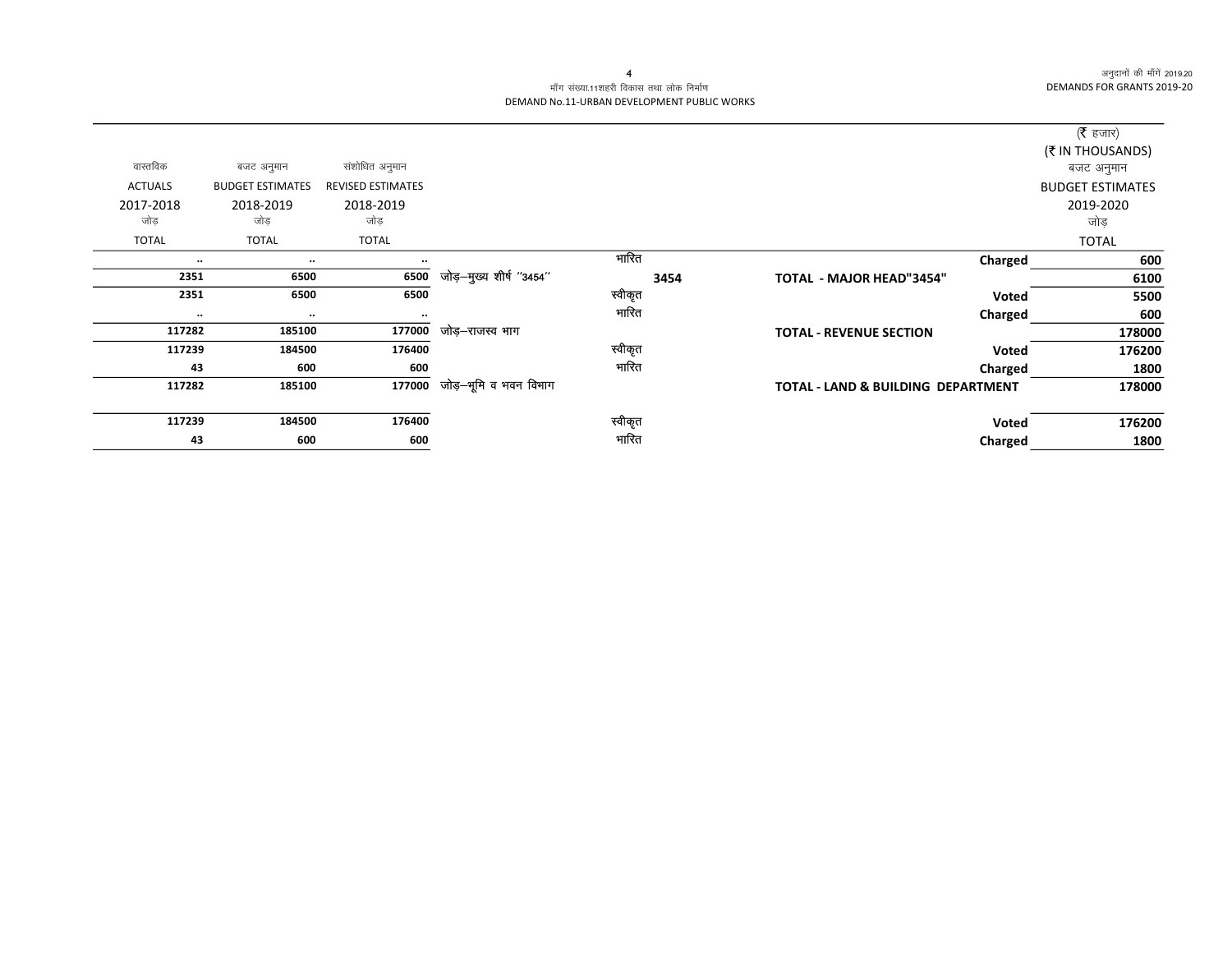माँग संख्या.11शहरी विकास तथा लोक निर्माण
DEMAND No.11-URBAN DEVELOPMENT PUBLIC WORKS

अनुदानों की माँगें 2019.20
DEMANDS FOR GRANTS 2019-20

(₹ हजार)
(₹ IN THOUSANDS)

| वास्तविक ACTUALS 2017-2018 जोड़ TOTAL | बजट अनुमान BUDGET ESTIMATES 2018-2019 जोड़ TOTAL | संशोधित अनुमान REVISED ESTIMATES 2018-2019 जोड़ TOTAL | | | | | बजट अनुमान BUDGET ESTIMATES 2019-2020 जोड़ TOTAL |
|---|---|---|---|---|---|---|---|
| .. | .. | .. | | भारित | | Charged | 600 |
| 2351 | 6500 | 6500 | जोड़–मुख्य शीर्ष ''3454'' | | 3454 | TOTAL - MAJOR HEAD"3454" | 6100 |
| 2351 | 6500 | 6500 | | स्वीकृत | | Voted | 5500 |
| .. | .. | .. | | भारित | | Charged | 600 |
| 117282 | 185100 | 177000 | जोड़–राजस्व भाग | | | TOTAL - REVENUE SECTION | 178000 |
| 117239 | 184500 | 176400 | | स्वीकृत | | Voted | 176200 |
| 43 | 600 | 600 | | भारित | | Charged | 1800 |
| 117282 | 185100 | 177000 | जोड़–भूमि व भवन विभाग | | | TOTAL - LAND & BUILDING DEPARTMENT | 178000 |
| 117239 | 184500 | 176400 | | स्वीकृत | | Voted | 176200 |
| 43 | 600 | 600 | | भारित | | Charged | 1800 |